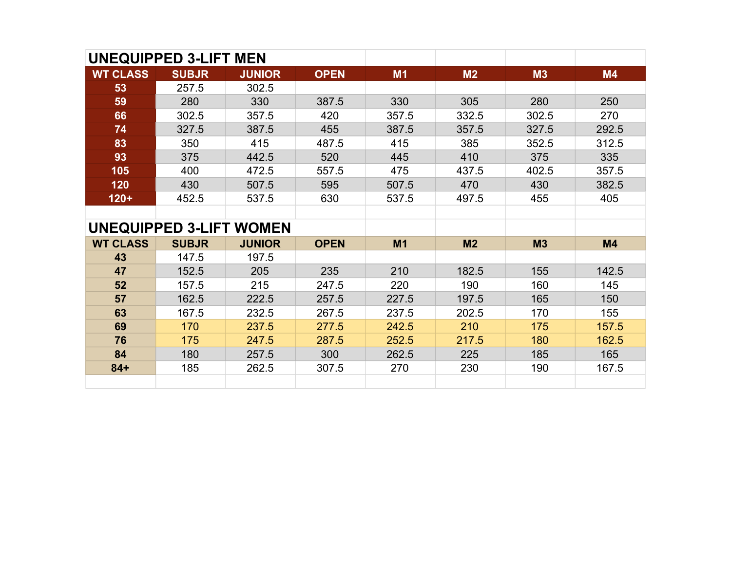## UNEQUIPPED 3-LIFT MEN

| WT CLASS | SUBJR | JUNIOR | OPEN | M1 | M2 | M3 | M4 |
|---|---|---|---|---|---|---|---|
| 53 | 257.5 | 302.5 | | | | | |
| 59 | 280 | 330 | 387.5 | 330 | 305 | 280 | 250 |
| 66 | 302.5 | 357.5 | 420 | 357.5 | 332.5 | 302.5 | 270 |
| 74 | 327.5 | 387.5 | 455 | 387.5 | 357.5 | 327.5 | 292.5 |
| 83 | 350 | 415 | 487.5 | 415 | 385 | 352.5 | 312.5 |
| 93 | 375 | 442.5 | 520 | 445 | 410 | 375 | 335 |
| 105 | 400 | 472.5 | 557.5 | 475 | 437.5 | 402.5 | 357.5 |
| 120 | 430 | 507.5 | 595 | 507.5 | 470 | 430 | 382.5 |
| 120+ | 452.5 | 537.5 | 630 | 537.5 | 497.5 | 455 | 405 |

## UNEQUIPPED 3-LIFT WOMEN

| WT CLASS | SUBJR | JUNIOR | OPEN | M1 | M2 | M3 | M4 |
|---|---|---|---|---|---|---|---|
| 43 | 147.5 | 197.5 | | | | | |
| 47 | 152.5 | 205 | 235 | 210 | 182.5 | 155 | 142.5 |
| 52 | 157.5 | 215 | 247.5 | 220 | 190 | 160 | 145 |
| 57 | 162.5 | 222.5 | 257.5 | 227.5 | 197.5 | 165 | 150 |
| 63 | 167.5 | 232.5 | 267.5 | 237.5 | 202.5 | 170 | 155 |
| 69 | 170 | 237.5 | 277.5 | 242.5 | 210 | 175 | 157.5 |
| 76 | 175 | 247.5 | 287.5 | 252.5 | 217.5 | 180 | 162.5 |
| 84 | 180 | 257.5 | 300 | 262.5 | 225 | 185 | 165 |
| 84+ | 185 | 262.5 | 307.5 | 270 | 230 | 190 | 167.5 |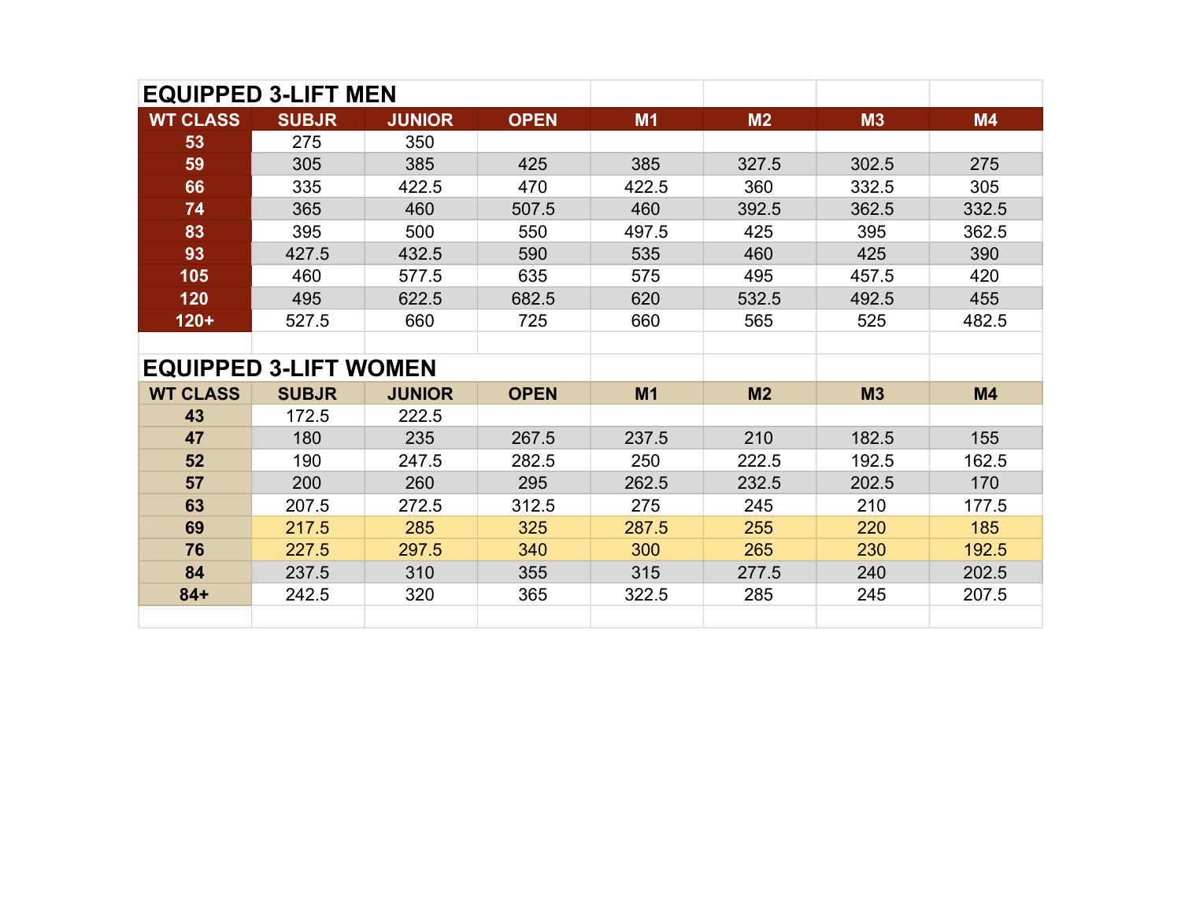## EQUIPPED 3-LIFT MEN

| WT CLASS | SUBJR | JUNIOR | OPEN | M1 | M2 | M3 | M4 |
|---|---|---|---|---|---|---|---|
| 53 | 275 | 350 | | | | | |
| 59 | 305 | 385 | 425 | 385 | 327.5 | 302.5 | 275 |
| 66 | 335 | 422.5 | 470 | 422.5 | 360 | 332.5 | 305 |
| 74 | 365 | 460 | 507.5 | 460 | 392.5 | 362.5 | 332.5 |
| 83 | 395 | 500 | 550 | 497.5 | 425 | 395 | 362.5 |
| 93 | 427.5 | 432.5 | 590 | 535 | 460 | 425 | 390 |
| 105 | 460 | 577.5 | 635 | 575 | 495 | 457.5 | 420 |
| 120 | 495 | 622.5 | 682.5 | 620 | 532.5 | 492.5 | 455 |
| 120+ | 527.5 | 660 | 725 | 660 | 565 | 525 | 482.5 |

## EQUIPPED 3-LIFT WOMEN

| WT CLASS | SUBJR | JUNIOR | OPEN | M1 | M2 | M3 | M4 |
|---|---|---|---|---|---|---|---|
| 43 | 172.5 | 222.5 | | | | | |
| 47 | 180 | 235 | 267.5 | 237.5 | 210 | 182.5 | 155 |
| 52 | 190 | 247.5 | 282.5 | 250 | 222.5 | 192.5 | 162.5 |
| 57 | 200 | 260 | 295 | 262.5 | 232.5 | 202.5 | 170 |
| 63 | 207.5 | 272.5 | 312.5 | 275 | 245 | 210 | 177.5 |
| 69 | 217.5 | 285 | 325 | 287.5 | 255 | 220 | 185 |
| 76 | 227.5 | 297.5 | 340 | 300 | 265 | 230 | 192.5 |
| 84 | 237.5 | 310 | 355 | 315 | 277.5 | 240 | 202.5 |
| 84+ | 242.5 | 320 | 365 | 322.5 | 285 | 245 | 207.5 |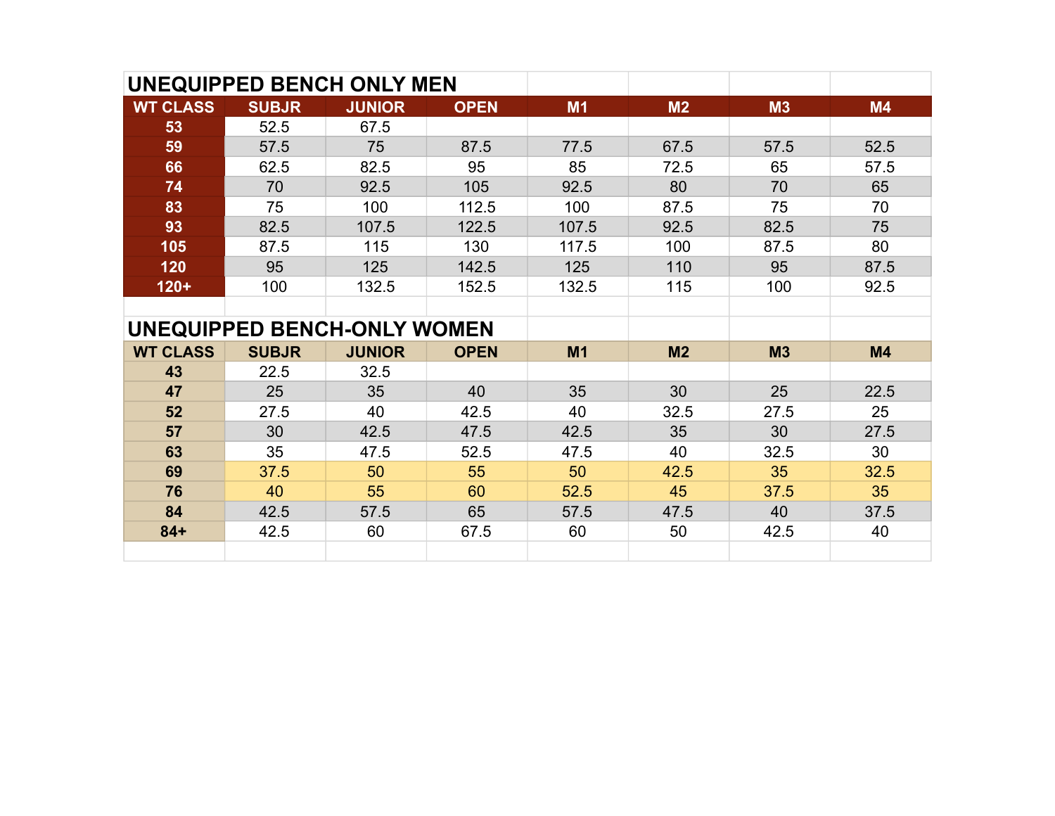## UNEQUIPPED BENCH ONLY MEN

| WT CLASS | SUBJR | JUNIOR | OPEN | M1 | M2 | M3 | M4 |
|---|---|---|---|---|---|---|---|
| 53 | 52.5 | 67.5 | | | | | |
| 59 | 57.5 | 75 | 87.5 | 77.5 | 67.5 | 57.5 | 52.5 |
| 66 | 62.5 | 82.5 | 95 | 85 | 72.5 | 65 | 57.5 |
| 74 | 70 | 92.5 | 105 | 92.5 | 80 | 70 | 65 |
| 83 | 75 | 100 | 112.5 | 100 | 87.5 | 75 | 70 |
| 93 | 82.5 | 107.5 | 122.5 | 107.5 | 92.5 | 82.5 | 75 |
| 105 | 87.5 | 115 | 130 | 117.5 | 100 | 87.5 | 80 |
| 120 | 95 | 125 | 142.5 | 125 | 110 | 95 | 87.5 |
| 120+ | 100 | 132.5 | 152.5 | 132.5 | 115 | 100 | 92.5 |

## UNEQUIPPED BENCH-ONLY WOMEN

| WT CLASS | SUBJR | JUNIOR | OPEN | M1 | M2 | M3 | M4 |
|---|---|---|---|---|---|---|---|
| 43 | 22.5 | 32.5 | | | | | |
| 47 | 25 | 35 | 40 | 35 | 30 | 25 | 22.5 |
| 52 | 27.5 | 40 | 42.5 | 40 | 32.5 | 27.5 | 25 |
| 57 | 30 | 42.5 | 47.5 | 42.5 | 35 | 30 | 27.5 |
| 63 | 35 | 47.5 | 52.5 | 47.5 | 40 | 32.5 | 30 |
| 69 | 37.5 | 50 | 55 | 50 | 42.5 | 35 | 32.5 |
| 76 | 40 | 55 | 60 | 52.5 | 45 | 37.5 | 35 |
| 84 | 42.5 | 57.5 | 65 | 57.5 | 47.5 | 40 | 37.5 |
| 84+ | 42.5 | 60 | 67.5 | 60 | 50 | 42.5 | 40 |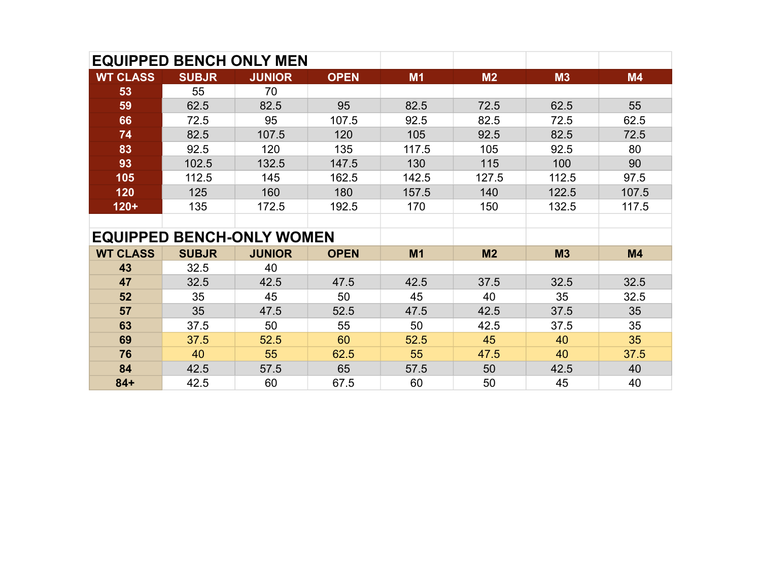## EQUIPPED BENCH ONLY MEN

| WT CLASS | SUBJR | JUNIOR | OPEN | M1 | M2 | M3 | M4 |
|---|---|---|---|---|---|---|---|
| 53 | 55 | 70 | | | | | |
| 59 | 62.5 | 82.5 | 95 | 82.5 | 72.5 | 62.5 | 55 |
| 66 | 72.5 | 95 | 107.5 | 92.5 | 82.5 | 72.5 | 62.5 |
| 74 | 82.5 | 107.5 | 120 | 105 | 92.5 | 82.5 | 72.5 |
| 83 | 92.5 | 120 | 135 | 117.5 | 105 | 92.5 | 80 |
| 93 | 102.5 | 132.5 | 147.5 | 130 | 115 | 100 | 90 |
| 105 | 112.5 | 145 | 162.5 | 142.5 | 127.5 | 112.5 | 97.5 |
| 120 | 125 | 160 | 180 | 157.5 | 140 | 122.5 | 107.5 |
| 120+ | 135 | 172.5 | 192.5 | 170 | 150 | 132.5 | 117.5 |

## EQUIPPED BENCH-ONLY WOMEN

| WT CLASS | SUBJR | JUNIOR | OPEN | M1 | M2 | M3 | M4 |
|---|---|---|---|---|---|---|---|
| 43 | 32.5 | 40 | | | | | |
| 47 | 32.5 | 42.5 | 47.5 | 42.5 | 37.5 | 32.5 | 32.5 |
| 52 | 35 | 45 | 50 | 45 | 40 | 35 | 32.5 |
| 57 | 35 | 47.5 | 52.5 | 47.5 | 42.5 | 37.5 | 35 |
| 63 | 37.5 | 50 | 55 | 50 | 42.5 | 37.5 | 35 |
| 69 | 37.5 | 52.5 | 60 | 52.5 | 45 | 40 | 35 |
| 76 | 40 | 55 | 62.5 | 55 | 47.5 | 40 | 37.5 |
| 84 | 42.5 | 57.5 | 65 | 57.5 | 50 | 42.5 | 40 |
| 84+ | 42.5 | 60 | 67.5 | 60 | 50 | 45 | 40 |